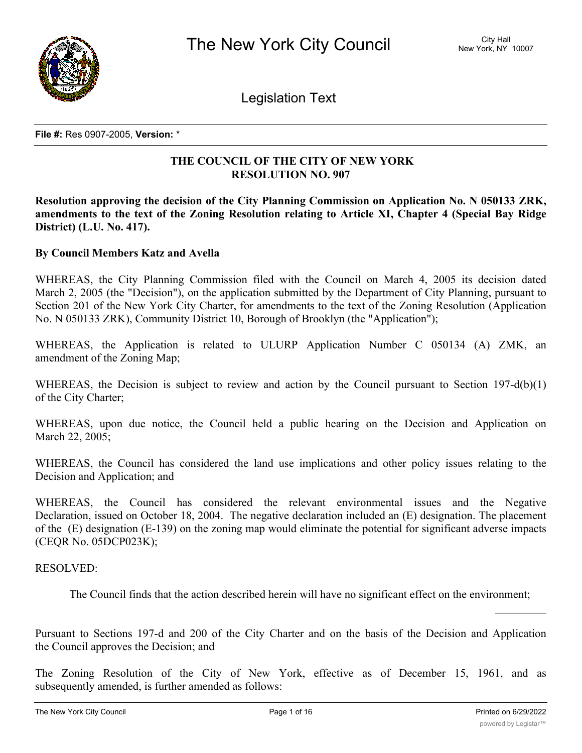# The New York City Council

City Hall
New York, NY 10007

## Legislation Text

**File #:** Res 0907-2005, **Version:** *

**THE COUNCIL OF THE CITY OF NEW YORK**
**RESOLUTION NO. 907**

**Resolution approving the decision of the City Planning Commission on Application No. N 050133 ZRK, amendments to the text of the Zoning Resolution relating to Article XI, Chapter 4 (Special Bay Ridge District) (L.U. No. 417).**

**By Council Members Katz and Avella**

WHEREAS, the City Planning Commission filed with the Council on March 4, 2005 its decision dated March 2, 2005 (the "Decision"), on the application submitted by the Department of City Planning, pursuant to Section 201 of the New York City Charter, for amendments to the text of the Zoning Resolution (Application No. N 050133 ZRK), Community District 10, Borough of Brooklyn (the "Application");

WHEREAS, the Application is related to ULURP Application Number C 050134 (A) ZMK, an amendment of the Zoning Map;

WHEREAS, the Decision is subject to review and action by the Council pursuant to Section 197-d(b)(1) of the City Charter;

WHEREAS, upon due notice, the Council held a public hearing on the Decision and Application on March 22, 2005;

WHEREAS, the Council has considered the land use implications and other policy issues relating to the Decision and Application; and

WHEREAS, the Council has considered the relevant environmental issues and the Negative Declaration, issued on October 18, 2004. The negative declaration included an (E) designation. The placement of the (E) designation (E-139) on the zoning map would eliminate the potential for significant adverse impacts (CEQR No. 05DCP023K);

RESOLVED:

The Council finds that the action described herein will have no significant effect on the environment;

Pursuant to Sections 197-d and 200 of the City Charter and on the basis of the Decision and Application the Council approves the Decision; and

The Zoning Resolution of the City of New York, effective as of December 15, 1961, and as subsequently amended, is further amended as follows: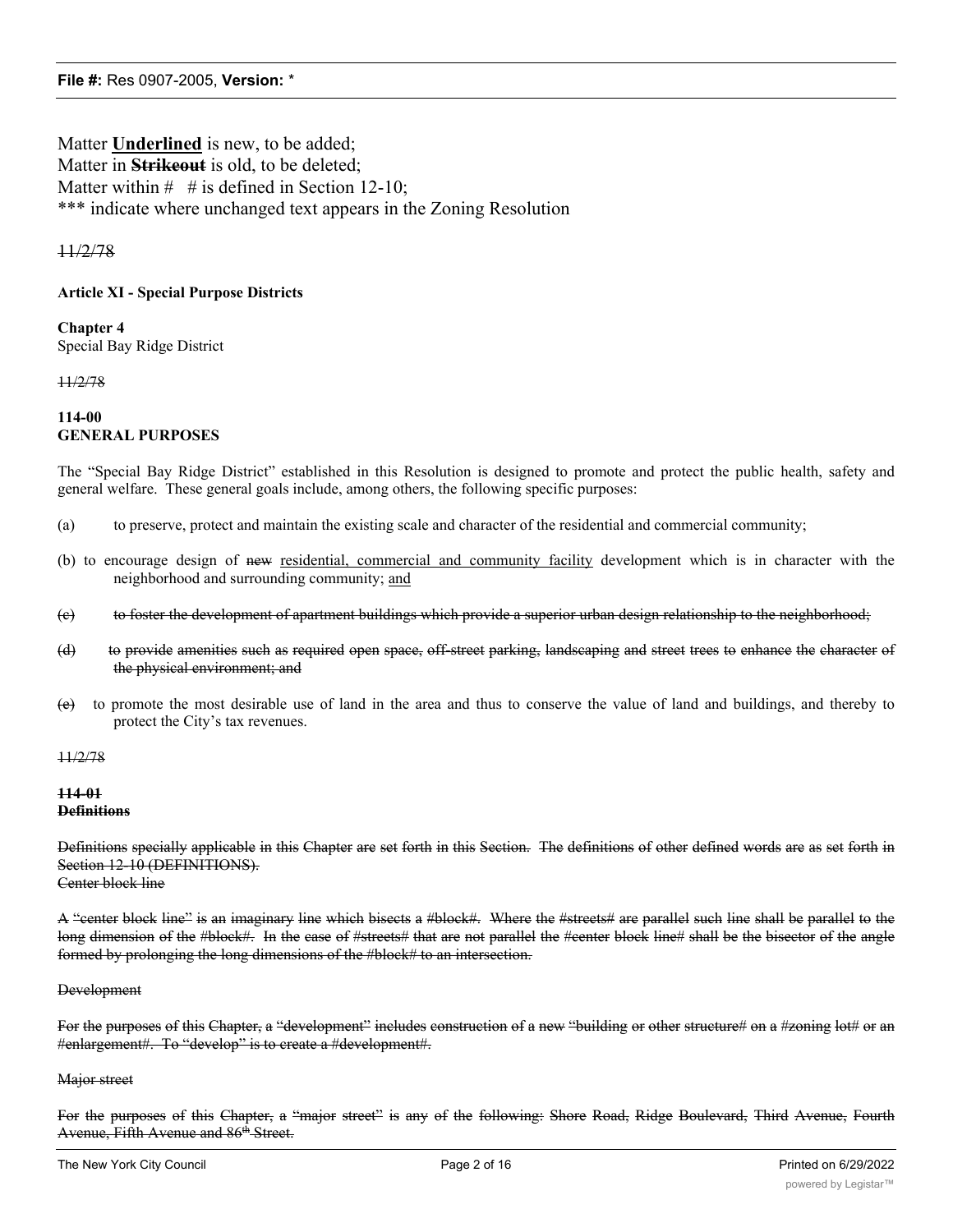Matter **Underlined** is new, to be added;
Matter in ~~**Strikeout**~~ is old, to be deleted;
Matter within # # is defined in Section 12-10;
\*\*\* indicate where unchanged text appears in the Zoning Resolution

~~11/2/78~~

**Article XI - Special Purpose Districts**

**Chapter 4**
Special Bay Ridge District

~~11/2/78~~

**114-00**
**GENERAL PURPOSES**

The "Special Bay Ridge District" established in this Resolution is designed to promote and protect the public health, safety and general welfare. These general goals include, among others, the following specific purposes:

(a) to preserve, protect and maintain the existing scale and character of the residential and commercial community;

(b) to encourage design of ~~new~~ <u>residential, commercial and community facility</u> development which is in character with the neighborhood and surrounding community; <u>and</u>

~~(c) to foster the development of apartment buildings which provide a superior urban design relationship to the neighborhood;~~

~~(d) to provide amenities such as required open space, off-street parking, landscaping and street trees to enhance the character of the physical environment; and~~

~~(e)~~ to promote the most desirable use of land in the area and thus to conserve the value of land and buildings, and thereby to protect the City's tax revenues.

~~11/2/78~~

~~**114-01**~~
~~**Definitions**~~

~~Definitions specially applicable in this Chapter are set forth in this Section. The definitions of other defined words are as set forth in Section 12-10 (DEFINITIONS).~~
~~Center block line~~

~~A "center block line" is an imaginary line which bisects a #block#. Where the #streets# are parallel such line shall be parallel to the long dimension of the #block#. In the case of #streets# that are not parallel the #center block line# shall be the bisector of the angle formed by prolonging the long dimensions of the #block# to an intersection.~~

~~Development~~

~~For the purposes of this Chapter, a "development" includes construction of a new "building or other structure# on a #zoning lot# or an #enlargement#. To "develop" is to create a #development#.~~

~~Major street~~

~~For the purposes of this Chapter, a "major street" is any of the following: Shore Road, Ridge Boulevard, Third Avenue, Fourth Avenue, Fifth Avenue and 86th Street.~~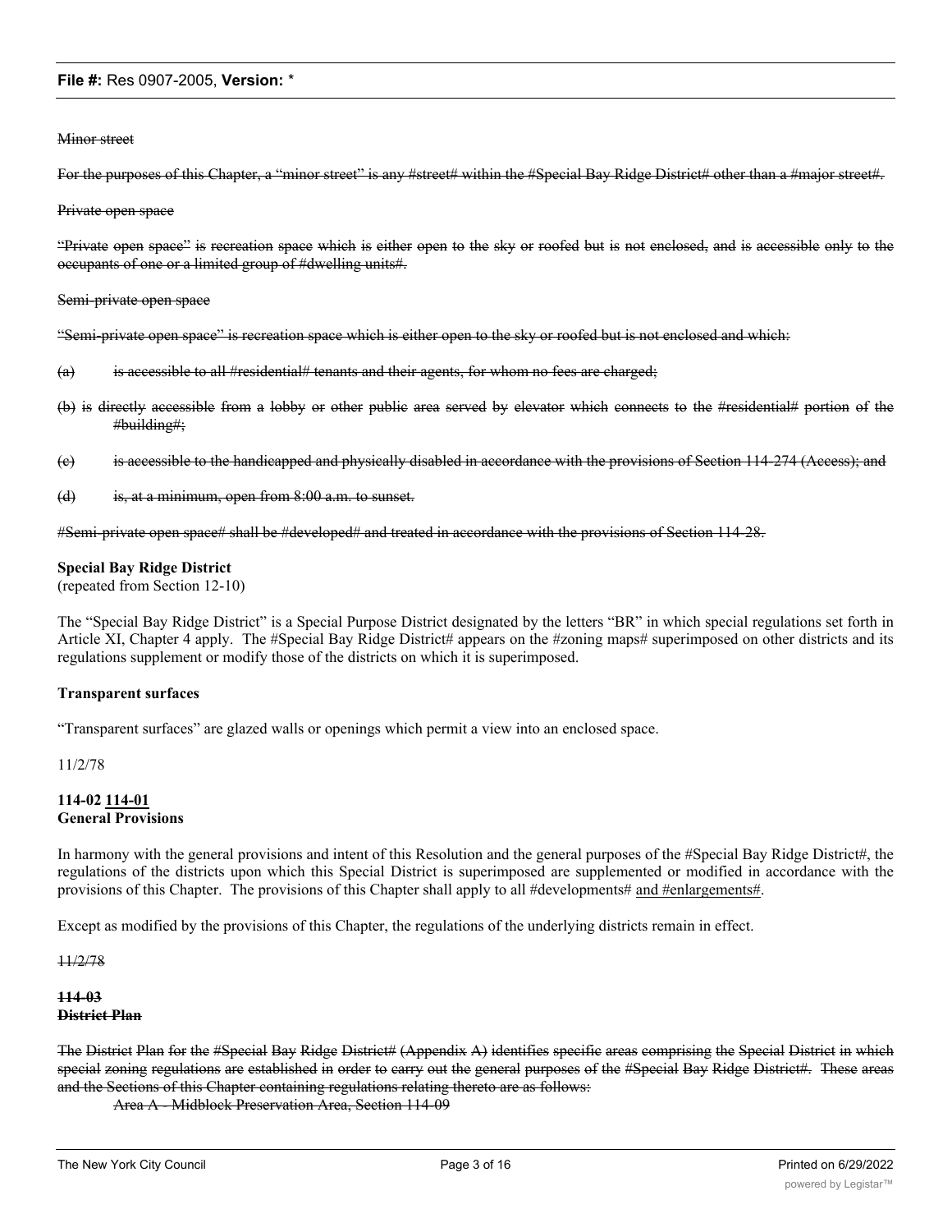~~Minor street~~

~~For the purposes of this Chapter, a "minor street" is any #street# within the #Special Bay Ridge District# other than a #major street#.~~

~~Private open space~~

~~"Private open space" is recreation space which is either open to the sky or roofed but is not enclosed, and is accessible only to the occupants of one or a limited group of #dwelling units#.~~

~~Semi-private open space~~

~~"Semi-private open space" is recreation space which is either open to the sky or roofed but is not enclosed and which:~~

~~(a) is accessible to all #residential# tenants and their agents, for whom no fees are charged;~~

~~(b) is directly accessible from a lobby or other public area served by elevator which connects to the #residential# portion of the #building#;~~

~~(c) is accessible to the handicapped and physically disabled in accordance with the provisions of Section 114-274 (Access); and~~

~~(d) is, at a minimum, open from 8:00 a.m. to sunset.~~

~~#Semi-private open space# shall be #developed# and treated in accordance with the provisions of Section 114-28.~~

**Special Bay Ridge District**
(repeated from Section 12-10)

The "Special Bay Ridge District" is a Special Purpose District designated by the letters "BR" in which special regulations set forth in Article XI, Chapter 4 apply. The #Special Bay Ridge District# appears on the #zoning maps# superimposed on other districts and its regulations supplement or modify those of the districts on which it is superimposed.

**Transparent surfaces**

"Transparent surfaces" are glazed walls or openings which permit a view into an enclosed space.

11/2/78

**114-02** <u>**114-01**</u>
**General Provisions**

In harmony with the general provisions and intent of this Resolution and the general purposes of the #Special Bay Ridge District#, the regulations of the districts upon which this Special District is superimposed are supplemented or modified in accordance with the provisions of this Chapter. The provisions of this Chapter shall apply to all #developments# <u>and #enlargements#</u>.

Except as modified by the provisions of this Chapter, the regulations of the underlying districts remain in effect.

~~11/2/78~~

~~**114-03**~~
~~**District Plan**~~

~~The District Plan for the #Special Bay Ridge District# (Appendix A) identifies specific areas comprising the Special District in which special zoning regulations are established in order to carry out the general purposes of the #Special Bay Ridge District#. These areas and the Sections of this Chapter containing regulations relating thereto are as follows:~~

~~Area A - Midblock Preservation Area, Section 114-09~~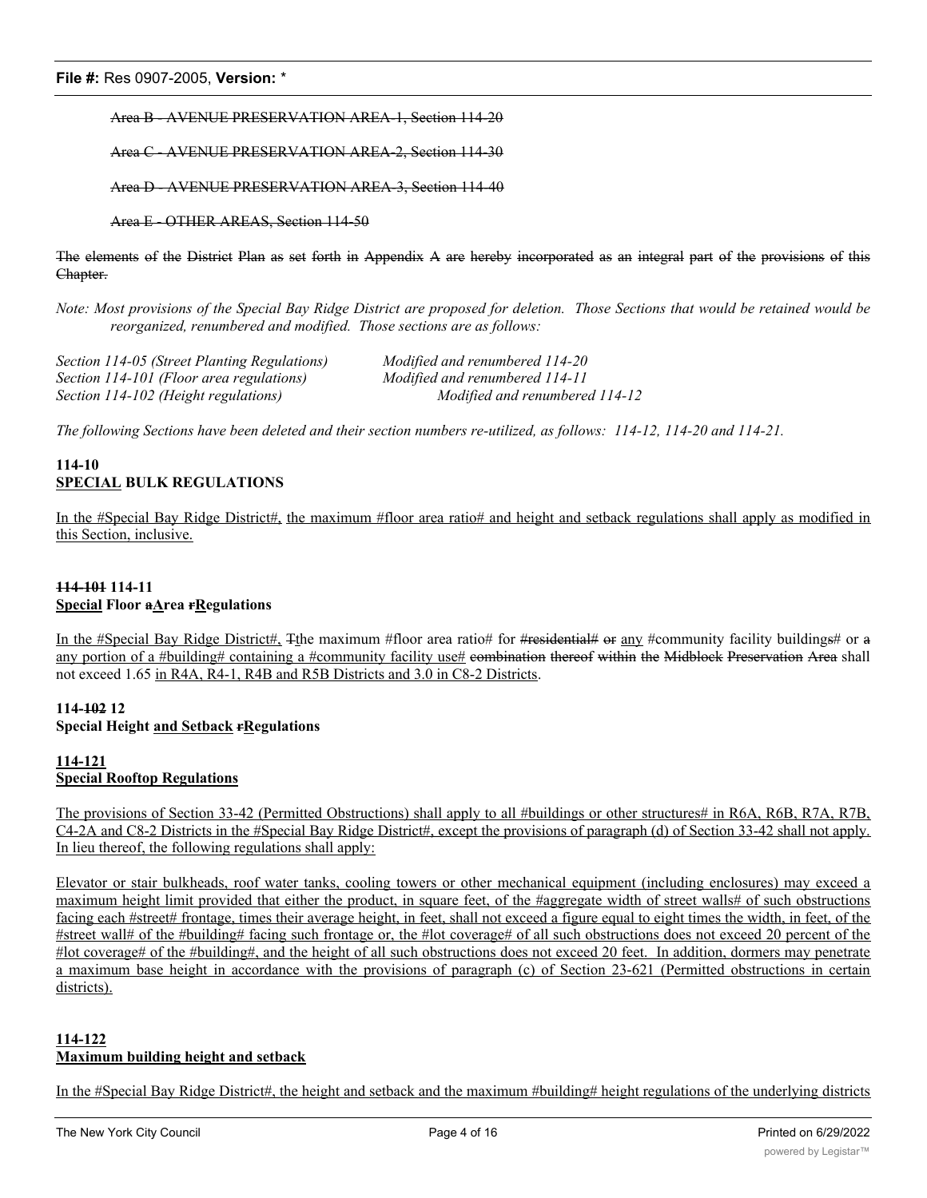~~Area B - AVENUE PRESERVATION AREA-1, Section 114-20~~

~~Area C - AVENUE PRESERVATION AREA-2, Section 114-30~~

~~Area D - AVENUE PRESERVATION AREA-3, Section 114-40~~

~~Area E - OTHER AREAS, Section 114-50~~

~~The elements of the District Plan as set forth in Appendix A are hereby incorporated as an integral part of the provisions of this Chapter.~~

*Note: Most provisions of the Special Bay Ridge District are proposed for deletion. Those Sections that would be retained would be reorganized, renumbered and modified. Those sections are as follows:*

| | |
|---|---|
| *Section 114-05 (Street Planting Regulations)* | *Modified and renumbered 114-20* |
| *Section 114-101 (Floor area regulations)* | *Modified and renumbered 114-11* |
| *Section 114-102 (Height regulations)* | *Modified and renumbered 114-12* |

*The following Sections have been deleted and their section numbers re-utilized, as follows: 114-12, 114-20 and 114-21.*

**114-10**
**<u>SPECIAL</u> BULK REGULATIONS**

<u>In the #Special Bay Ridge District#, the maximum #floor area ratio# and height and setback regulations shall apply as modified in this Section, inclusive.</u>

**~~114-101~~ 114-11**
**<u>Special</u> Floor ~~a~~<u>A</u>rea ~~r~~<u>R</u>egulations**

<u>In the #Special Bay Ridge District#,</u> ~~T~~<u>t</u>he maximum #floor area ratio# for ~~#residential#~~ ~~or~~ <u>any</u> #community facility building~~s~~# or ~~a~~ <u>any portion of a #building# containing a #community facility use#</u> ~~combination thereof within the Midblock Preservation Area~~ shall not exceed 1.65 <u>in R4A, R4-1, R4B and R5B Districts and 3.0 in C8-2 Districts</u>.

**114-~~102~~ 12**
**Special Height <u>and Setback</u> ~~r~~<u>R</u>egulations**

**<u>114-121</u>**
**<u>Special Rooftop Regulations</u>**

<u>The provisions of Section 33-42 (Permitted Obstructions) shall apply to all #buildings or other structures# in R6A, R6B, R7A, R7B, C4-2A and C8-2 Districts in the #Special Bay Ridge District#, except the provisions of paragraph (d) of Section 33-42 shall not apply. In lieu thereof, the following regulations shall apply:</u>

<u>Elevator or stair bulkheads, roof water tanks, cooling towers or other mechanical equipment (including enclosures) may exceed a maximum height limit provided that either the product, in square feet, of the #aggregate width of street walls# of such obstructions facing each #street# frontage, times their average height, in feet, shall not exceed a figure equal to eight times the width, in feet, of the #street wall# of the #building# facing such frontage or, the #lot coverage# of all such obstructions does not exceed 20 percent of the #lot coverage# of the #building#, and the height of all such obstructions does not exceed 20 feet. In addition, dormers may penetrate a maximum base height in accordance with the provisions of paragraph (c) of Section 23-621 (Permitted obstructions in certain districts).</u>

**<u>114-122</u>**
**<u>Maximum building height and setback</u>**

<u>In the #Special Bay Ridge District#, the height and setback and the maximum #building# height regulations of the underlying districts</u>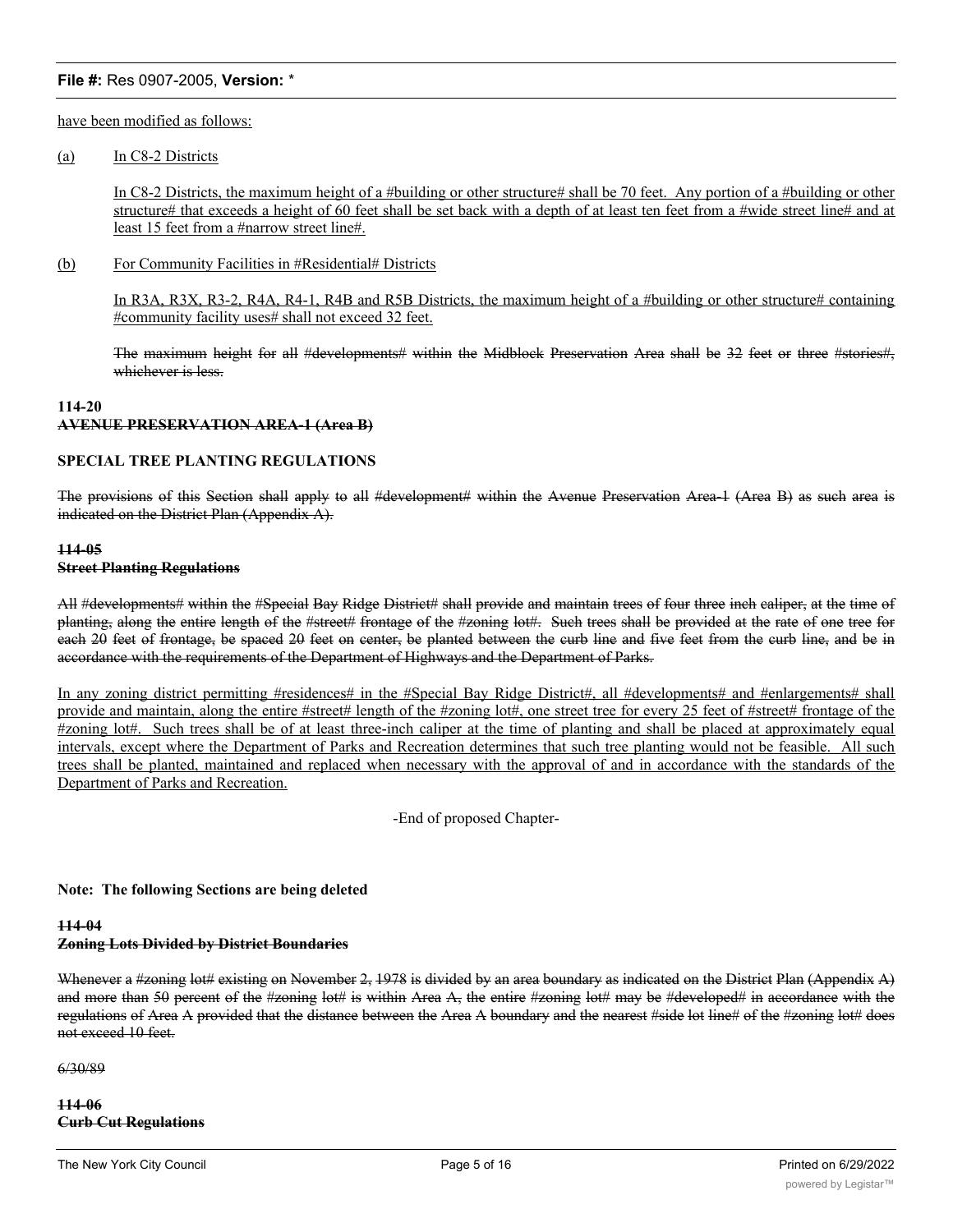have been modified as follows:

(a) In C8-2 Districts

In C8-2 Districts, the maximum height of a #building or other structure# shall be 70 feet. Any portion of a #building or other structure# that exceeds a height of 60 feet shall be set back with a depth of at least ten feet from a #wide street line# and at least 15 feet from a #narrow street line#.

(b) For Community Facilities in #Residential# Districts

In R3A, R3X, R3-2, R4A, R4-1, R4B and R5B Districts, the maximum height of a #building or other structure# containing #community facility uses# shall not exceed 32 feet.

~~The maximum height for all #developments# within the Midblock Preservation Area shall be 32 feet or three #stories#, whichever is less.~~

**114-20**
**~~AVENUE PRESERVATION AREA-1 (Area B)~~**

**SPECIAL TREE PLANTING REGULATIONS**

~~The provisions of this Section shall apply to all #development# within the Avenue Preservation Area-1 (Area B) as such area is indicated on the District Plan (Appendix A).~~

**~~114-05~~**
**~~Street Planting Regulations~~**

~~All #developments# within the #Special Bay Ridge District# shall provide and maintain trees of four three inch caliper, at the time of planting, along the entire length of the #street# frontage of the #zoning lot#. Such trees shall be provided at the rate of one tree for each 20 feet of frontage, be spaced 20 feet on center, be planted between the curb line and five feet from the curb line, and be in accordance with the requirements of the Department of Highways and the Department of Parks.~~

In any zoning district permitting #residences# in the #Special Bay Ridge District#, all #developments# and #enlargements# shall provide and maintain, along the entire #street# length of the #zoning lot#, one street tree for every 25 feet of #street# frontage of the #zoning lot#. Such trees shall be of at least three-inch caliper at the time of planting and shall be placed at approximately equal intervals, except where the Department of Parks and Recreation determines that such tree planting would not be feasible. All such trees shall be planted, maintained and replaced when necessary with the approval of and in accordance with the standards of the Department of Parks and Recreation.

-End of proposed Chapter-

**Note: The following Sections are being deleted**

**~~114-04~~**
**~~Zoning Lots Divided by District Boundaries~~**

~~Whenever a #zoning lot# existing on November 2, 1978 is divided by an area boundary as indicated on the District Plan (Appendix A) and more than 50 percent of the #zoning lot# is within Area A, the entire #zoning lot# may be #developed# in accordance with the regulations of Area A provided that the distance between the Area A boundary and the nearest #side lot line# of the #zoning lot# does not exceed 10 feet.~~

~~6/30/89~~

**~~114-06~~**
**~~Curb Cut Regulations~~**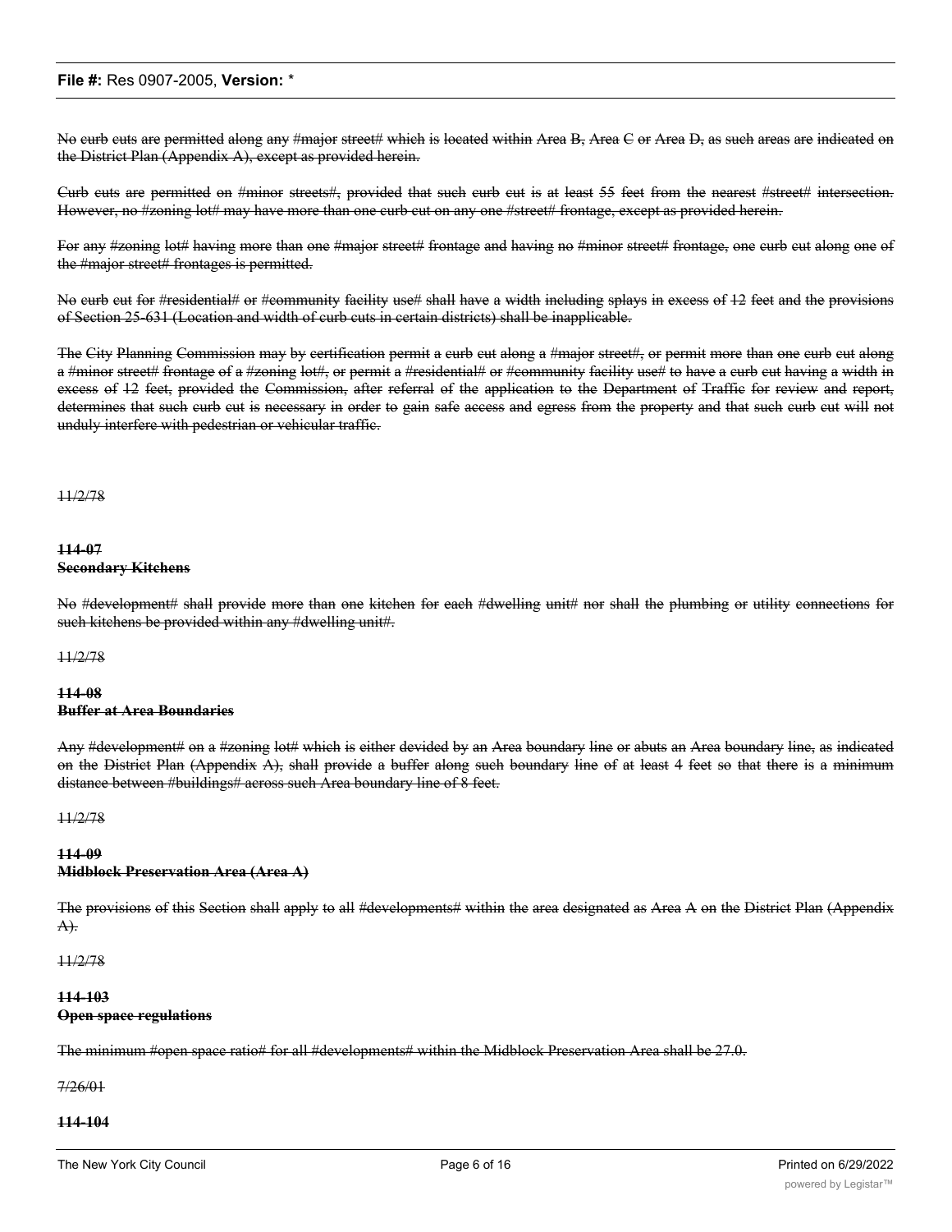No curb cuts are permitted along any #major street# which is located within Area B, Area C or Area D, as such areas are indicated on the District Plan (Appendix A), except as provided herein.

Curb cuts are permitted on #minor streets#, provided that such curb cut is at least 55 feet from the nearest #street# intersection. However, no #zoning lot# may have more than one curb cut on any one #street# frontage, except as provided herein.

For any #zoning lot# having more than one #major street# frontage and having no #minor street# frontage, one curb cut along one of the #major street# frontages is permitted.

No curb cut for #residential# or #community facility use# shall have a width including splays in excess of 12 feet and the provisions of Section 25-631 (Location and width of curb cuts in certain districts) shall be inapplicable.

The City Planning Commission may by certification permit a curb cut along a #major street#, or permit more than one curb cut along a #minor street# frontage of a #zoning lot#, or permit a #residential# or #community facility use# to have a curb cut having a width in excess of 12 feet, provided the Commission, after referral of the application to the Department of Traffic for review and report, determines that such curb cut is necessary in order to gain safe access and egress from the property and that such curb cut will not unduly interfere with pedestrian or vehicular traffic.

11/2/78

**114-07**
**Secondary Kitchens**

No #development# shall provide more than one kitchen for each #dwelling unit# nor shall the plumbing or utility connections for such kitchens be provided within any #dwelling unit#.

11/2/78

**114-08**
**Buffer at Area Boundaries**

Any #development# on a #zoning lot# which is either devided by an Area boundary line or abuts an Area boundary line, as indicated on the District Plan (Appendix A), shall provide a buffer along such boundary line of at least 4 feet so that there is a minimum distance between #buildings# across such Area boundary line of 8 feet.

11/2/78

**114-09**
**Midblock Preservation Area (Area A)**

The provisions of this Section shall apply to all #developments# within the area designated as Area A on the District Plan (Appendix A).

11/2/78

**114-103**
**Open space regulations**

The minimum #open space ratio# for all #developments# within the Midblock Preservation Area shall be 27.0.

7/26/01

**114-104**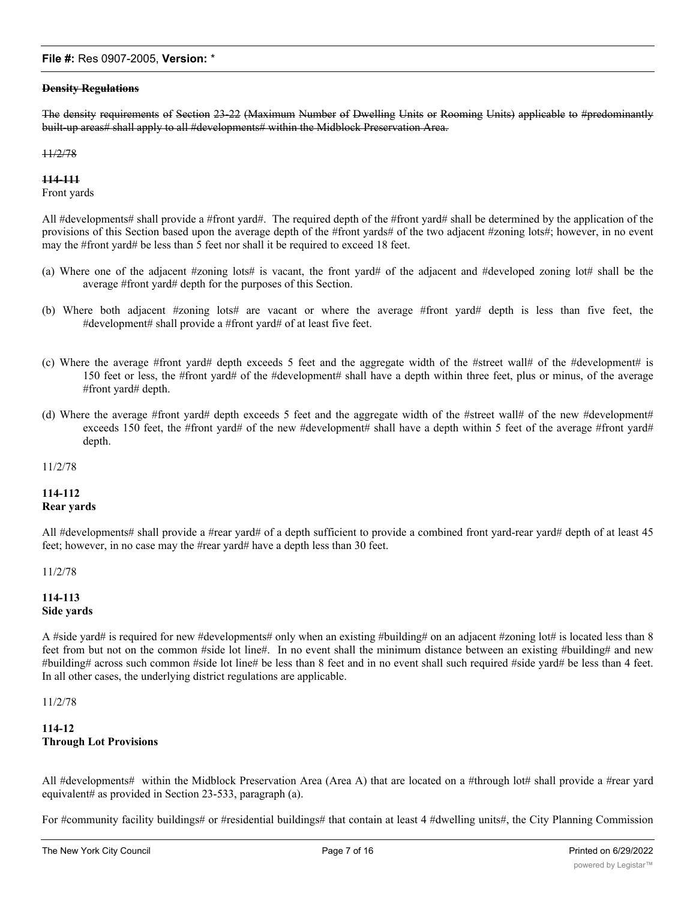~~**Density Regulations**~~

~~The density requirements of Section 23-22 (Maximum Number of Dwelling Units or Rooming Units) applicable to #predominantly built-up areas# shall apply to all #developments# within the Midblock Preservation Area.~~

~~11/2/78~~

~~**114-111**~~
Front yards

All #developments# shall provide a #front yard#. The required depth of the #front yard# shall be determined by the application of the provisions of this Section based upon the average depth of the #front yards# of the two adjacent #zoning lots#; however, in no event may the #front yard# be less than 5 feet nor shall it be required to exceed 18 feet.

(a) Where one of the adjacent #zoning lots# is vacant, the front yard# of the adjacent and #developed zoning lot# shall be the average #front yard# depth for the purposes of this Section.

(b) Where both adjacent #zoning lots# are vacant or where the average #front yard# depth is less than five feet, the #development# shall provide a #front yard# of at least five feet.

(c) Where the average #front yard# depth exceeds 5 feet and the aggregate width of the #street wall# of the #development# is 150 feet or less, the #front yard# of the #development# shall have a depth within three feet, plus or minus, of the average #front yard# depth.

(d) Where the average #front yard# depth exceeds 5 feet and the aggregate width of the #street wall# of the new #development# exceeds 150 feet, the #front yard# of the new #development# shall have a depth within 5 feet of the average #front yard# depth.

11/2/78

**114-112**
**Rear yards**

All #developments# shall provide a #rear yard# of a depth sufficient to provide a combined front yard-rear yard# depth of at least 45 feet; however, in no case may the #rear yard# have a depth less than 30 feet.

11/2/78

**114-113**
**Side yards**

A #side yard# is required for new #developments# only when an existing #building# on an adjacent #zoning lot# is located less than 8 feet from but not on the common #side lot line#. In no event shall the minimum distance between an existing #building# and new #building# across such common #side lot line# be less than 8 feet and in no event shall such required #side yard# be less than 4 feet. In all other cases, the underlying district regulations are applicable.

11/2/78

**114-12**
**Through Lot Provisions**

All #developments# within the Midblock Preservation Area (Area A) that are located on a #through lot# shall provide a #rear yard equivalent# as provided in Section 23-533, paragraph (a).

For #community facility buildings# or #residential buildings# that contain at least 4 #dwelling units#, the City Planning Commission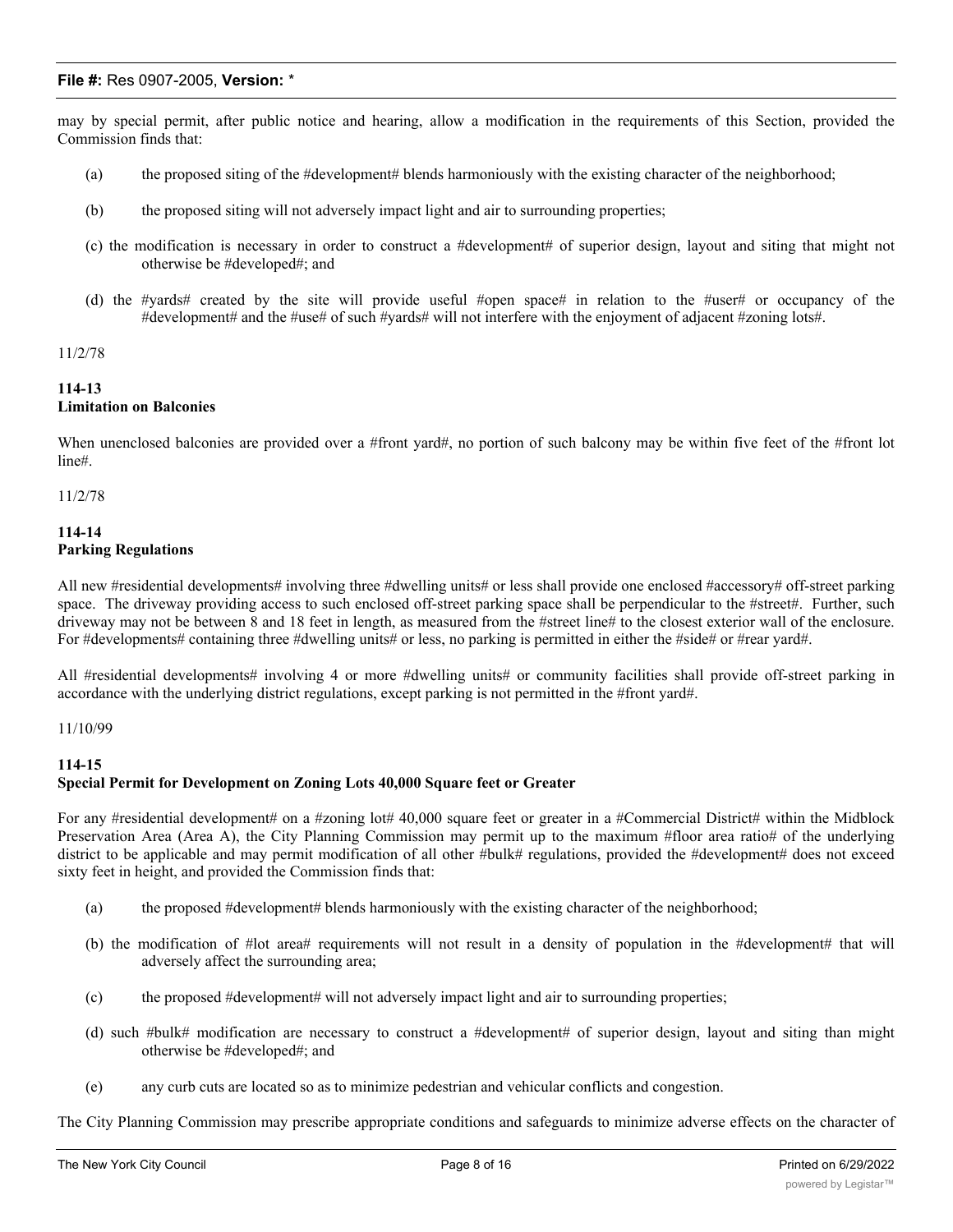may by special permit, after public notice and hearing, allow a modification in the requirements of this Section, provided the Commission finds that:

(a) the proposed siting of the #development# blends harmoniously with the existing character of the neighborhood;

(b) the proposed siting will not adversely impact light and air to surrounding properties;

(c) the modification is necessary in order to construct a #development# of superior design, layout and siting that might not otherwise be #developed#; and

(d) the #yards# created by the site will provide useful #open space# in relation to the #user# or occupancy of the #development# and the #use# of such #yards# will not interfere with the enjoyment of adjacent #zoning lots#.

11/2/78

**114-13**
**Limitation on Balconies**

When unenclosed balconies are provided over a #front yard#, no portion of such balcony may be within five feet of the #front lot line#.

11/2/78

**114-14**
**Parking Regulations**

All new #residential developments# involving three #dwelling units# or less shall provide one enclosed #accessory# off-street parking space. The driveway providing access to such enclosed off-street parking space shall be perpendicular to the #street#. Further, such driveway may not be between 8 and 18 feet in length, as measured from the #street line# to the closest exterior wall of the enclosure. For #developments# containing three #dwelling units# or less, no parking is permitted in either the #side# or #rear yard#.

All #residential developments# involving 4 or more #dwelling units# or community facilities shall provide off-street parking in accordance with the underlying district regulations, except parking is not permitted in the #front yard#.

11/10/99

**114-15**
**Special Permit for Development on Zoning Lots 40,000 Square feet or Greater**

For any #residential development# on a #zoning lot# 40,000 square feet or greater in a #Commercial District# within the Midblock Preservation Area (Area A), the City Planning Commission may permit up to the maximum #floor area ratio# of the underlying district to be applicable and may permit modification of all other #bulk# regulations, provided the #development# does not exceed sixty feet in height, and provided the Commission finds that:

(a) the proposed #development# blends harmoniously with the existing character of the neighborhood;

(b) the modification of #lot area# requirements will not result in a density of population in the #development# that will adversely affect the surrounding area;

(c) the proposed #development# will not adversely impact light and air to surrounding properties;

(d) such #bulk# modification are necessary to construct a #development# of superior design, layout and siting than might otherwise be #developed#; and

(e) any curb cuts are located so as to minimize pedestrian and vehicular conflicts and congestion.

The City Planning Commission may prescribe appropriate conditions and safeguards to minimize adverse effects on the character of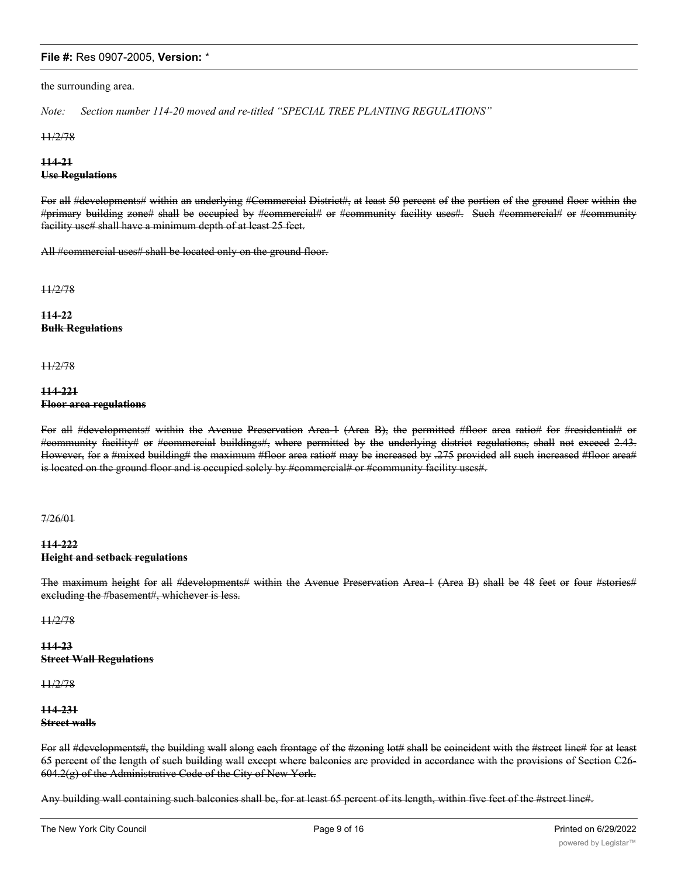the surrounding area.

*Note: Section number 114-20 moved and re-titled "SPECIAL TREE PLANTING REGULATIONS"*

~~11/2/78~~

~~**114-21**~~
~~**Use Regulations**~~

~~For all #developments# within an underlying #Commercial District#, at least 50 percent of the portion of the ground floor within the #primary building zone# shall be occupied by #commercial# or #community facility uses#. Such #commercial# or #community facility use# shall have a minimum depth of at least 25 feet.~~

~~All #commercial uses# shall be located only on the ground floor.~~

~~11/2/78~~

~~**114-22**~~
~~**Bulk Regulations**~~

~~11/2/78~~

~~**114-221**~~
~~**Floor area regulations**~~

~~For all #developments# within the Avenue Preservation Area-1 (Area B), the permitted #floor area ratio# for #residential# or #community facility# or #commercial buildings#, where permitted by the underlying district regulations, shall not exceed 2.43. However, for a #mixed building# the maximum #floor area ratio# may be increased by .275 provided all such increased #floor area# is located on the ground floor and is occupied solely by #commercial# or #community facility uses#.~~

~~7/26/01~~

~~**114-222**~~
~~**Height and setback regulations**~~

~~The maximum height for all #developments# within the Avenue Preservation Area-1 (Area B) shall be 48 feet or four #stories# excluding the #basement#, whichever is less.~~

~~11/2/78~~

~~**114-23**~~
~~**Street Wall Regulations**~~

~~11/2/78~~

~~**114-231**~~
~~**Street walls**~~

~~For all #developments#, the building wall along each frontage of the #zoning lot# shall be coincident with the #street line# for at least 65 percent of the length of such building wall except where balconies are provided in accordance with the provisions of Section C26-604.2(g) of the Administrative Code of the City of New York.~~

~~Any building wall containing such balconies shall be, for at least 65 percent of its length, within five feet of the #street line#.~~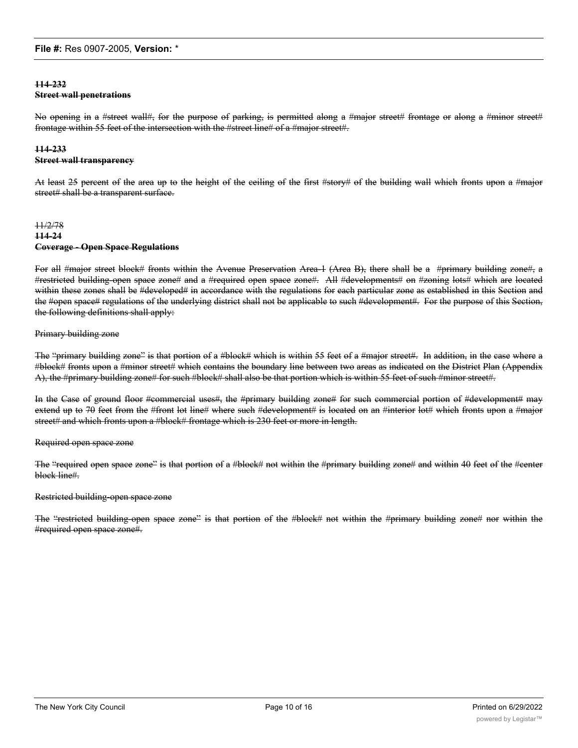~~**114-232**~~
~~**Street wall penetrations**~~

~~No opening in a #street wall#, for the purpose of parking, is permitted along a #major street# frontage or along a #minor street# frontage within 55 feet of the intersection with the #street line# of a #major street#.~~

~~**114-233**~~
~~**Street wall transparency**~~

~~At least 25 percent of the area up to the height of the ceiling of the first #story# of the building wall which fronts upon a #major street# shall be a transparent surface.~~

~~11/2/78~~
~~**114-24**~~
~~**Coverage - Open Space Regulations**~~

~~For all #major street block# fronts within the Avenue Preservation Area-1 (Area B), there shall be a #primary building zone#, a #restricted building-open space zone# and a #required open space zone#. All #developments# on #zoning lots# which are located within these zones shall be #developed# in accordance with the regulations for each particular zone as established in this Section and the #open space# regulations of the underlying district shall not be applicable to such #development#. For the purpose of this Section, the following definitions shall apply:~~

~~Primary building zone~~

~~The "primary building zone" is that portion of a #block# which is within 55 feet of a #major street#. In addition, in the case where a #block# fronts upon a #minor street# which contains the boundary line between two areas as indicated on the District Plan (Appendix A), the #primary building zone# for such #block# shall also be that portion which is within 55 feet of such #minor street#.~~

~~In the Case of ground floor #commercial uses#, the #primary building zone# for such commercial portion of #development# may extend up to 70 feet from the #front lot line# where such #development# is located on an #interior lot# which fronts upon a #major street# and which fronts upon a #block# frontage which is 230 feet or more in length.~~

~~Required open space zone~~

~~The "required open space zone" is that portion of a #block# not within the #primary building zone# and within 40 feet of the #center block line#.~~

~~Restricted building-open space zone~~

~~The "restricted building-open space zone" is that portion of the #block# not within the #primary building zone# nor within the #required open space zone#.~~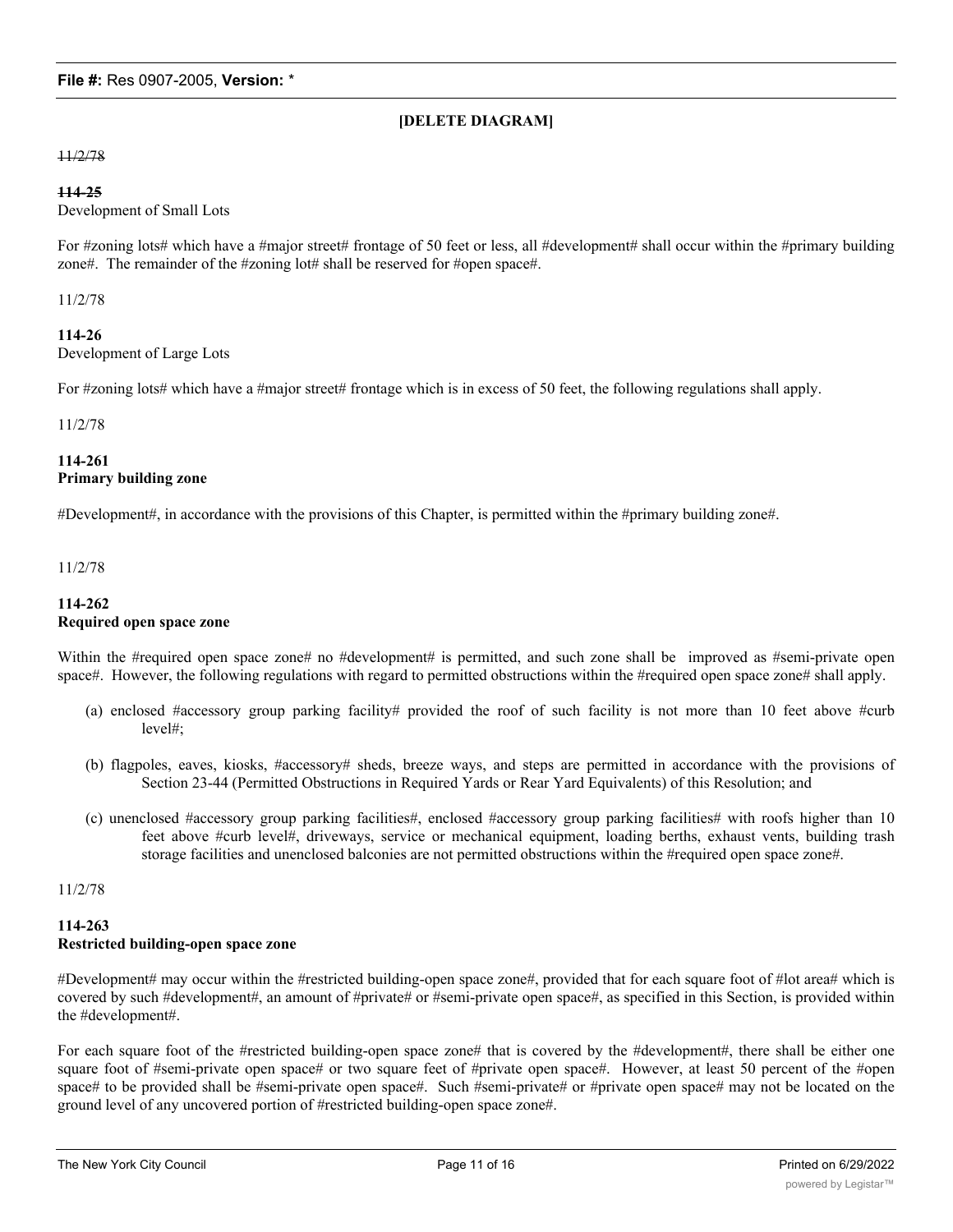**[DELETE DIAGRAM]**

~~11/2/78~~

**~~114-25~~**
Development of Small Lots

For #zoning lots# which have a #major street# frontage of 50 feet or less, all #development# shall occur within the #primary building zone#. The remainder of the #zoning lot# shall be reserved for #open space#.

11/2/78

**114-26**
Development of Large Lots

For #zoning lots# which have a #major street# frontage which is in excess of 50 feet, the following regulations shall apply.

11/2/78

**114-261**
**Primary building zone**

#Development#, in accordance with the provisions of this Chapter, is permitted within the #primary building zone#.

11/2/78

**114-262**
**Required open space zone**

Within the #required open space zone# no #development# is permitted, and such zone shall be improved as #semi-private open space#. However, the following regulations with regard to permitted obstructions within the #required open space zone# shall apply.

(a) enclosed #accessory group parking facility# provided the roof of such facility is not more than 10 feet above #curb level#;

(b) flagpoles, eaves, kiosks, #accessory# sheds, breeze ways, and steps are permitted in accordance with the provisions of Section 23-44 (Permitted Obstructions in Required Yards or Rear Yard Equivalents) of this Resolution; and

(c) unenclosed #accessory group parking facilities#, enclosed #accessory group parking facilities# with roofs higher than 10 feet above #curb level#, driveways, service or mechanical equipment, loading berths, exhaust vents, building trash storage facilities and unenclosed balconies are not permitted obstructions within the #required open space zone#.

11/2/78

**114-263**
**Restricted building-open space zone**

#Development# may occur within the #restricted building-open space zone#, provided that for each square foot of #lot area# which is covered by such #development#, an amount of #private# or #semi-private open space#, as specified in this Section, is provided within the #development#.

For each square foot of the #restricted building-open space zone# that is covered by the #development#, there shall be either one square foot of #semi-private open space# or two square feet of #private open space#. However, at least 50 percent of the #open space# to be provided shall be #semi-private open space#. Such #semi-private# or #private open space# may not be located on the ground level of any uncovered portion of #restricted building-open space zone#.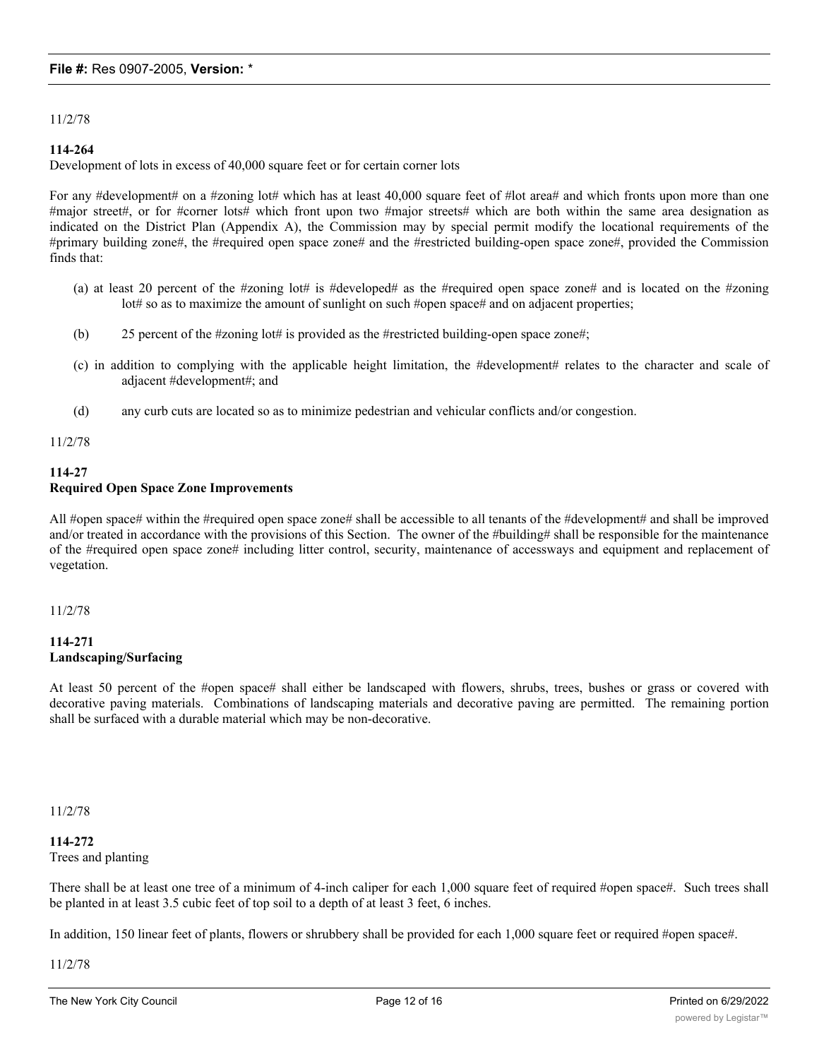11/2/78

**114-264**
Development of lots in excess of 40,000 square feet or for certain corner lots

For any #development# on a #zoning lot# which has at least 40,000 square feet of #lot area# and which fronts upon more than one #major street#, or for #corner lots# which front upon two #major streets# which are both within the same area designation as indicated on the District Plan (Appendix A), the Commission may by special permit modify the locational requirements of the #primary building zone#, the #required open space zone# and the #restricted building-open space zone#, provided the Commission finds that:

(a) at least 20 percent of the #zoning lot# is #developed# as the #required open space zone# and is located on the #zoning lot# so as to maximize the amount of sunlight on such #open space# and on adjacent properties;

(b) 25 percent of the #zoning lot# is provided as the #restricted building-open space zone#;

(c) in addition to complying with the applicable height limitation, the #development# relates to the character and scale of adjacent #development#; and

(d) any curb cuts are located so as to minimize pedestrian and vehicular conflicts and/or congestion.

11/2/78

**114-27**
**Required Open Space Zone Improvements**

All #open space# within the #required open space zone# shall be accessible to all tenants of the #development# and shall be improved and/or treated in accordance with the provisions of this Section. The owner of the #building# shall be responsible for the maintenance of the #required open space zone# including litter control, security, maintenance of accessways and equipment and replacement of vegetation.

11/2/78

**114-271**
**Landscaping/Surfacing**

At least 50 percent of the #open space# shall either be landscaped with flowers, shrubs, trees, bushes or grass or covered with decorative paving materials. Combinations of landscaping materials and decorative paving are permitted. The remaining portion shall be surfaced with a durable material which may be non-decorative.

11/2/78

**114-272**
Trees and planting

There shall be at least one tree of a minimum of 4-inch caliper for each 1,000 square feet of required #open space#. Such trees shall be planted in at least 3.5 cubic feet of top soil to a depth of at least 3 feet, 6 inches.

In addition, 150 linear feet of plants, flowers or shrubbery shall be provided for each 1,000 square feet or required #open space#.

11/2/78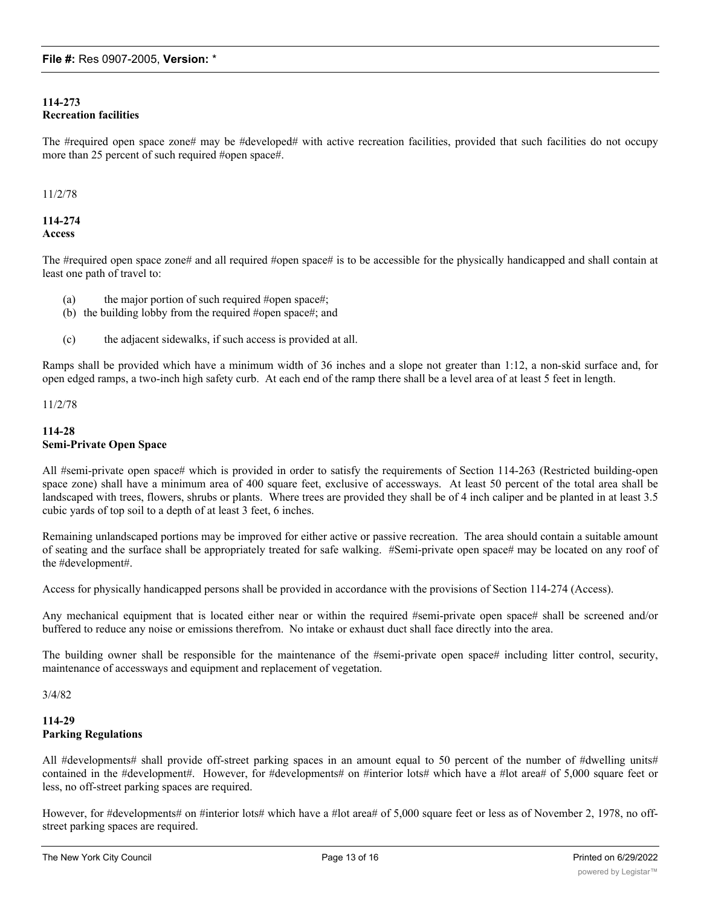**114-273**
**Recreation facilities**

The #required open space zone# may be #developed# with active recreation facilities, provided that such facilities do not occupy more than 25 percent of such required #open space#.

11/2/78

**114-274**
**Access**

The #required open space zone# and all required #open space# is to be accessible for the physically handicapped and shall contain at least one path of travel to:

(a) the major portion of such required #open space#;
(b) the building lobby from the required #open space#; and
(c) the adjacent sidewalks, if such access is provided at all.

Ramps shall be provided which have a minimum width of 36 inches and a slope not greater than 1:12, a non-skid surface and, for open edged ramps, a two-inch high safety curb. At each end of the ramp there shall be a level area of at least 5 feet in length.

11/2/78

**114-28**
**Semi-Private Open Space**

All #semi-private open space# which is provided in order to satisfy the requirements of Section 114-263 (Restricted building-open space zone) shall have a minimum area of 400 square feet, exclusive of accessways. At least 50 percent of the total area shall be landscaped with trees, flowers, shrubs or plants. Where trees are provided they shall be of 4 inch caliper and be planted in at least 3.5 cubic yards of top soil to a depth of at least 3 feet, 6 inches.

Remaining unlandscaped portions may be improved for either active or passive recreation. The area should contain a suitable amount of seating and the surface shall be appropriately treated for safe walking. #Semi-private open space# may be located on any roof of the #development#.

Access for physically handicapped persons shall be provided in accordance with the provisions of Section 114-274 (Access).

Any mechanical equipment that is located either near or within the required #semi-private open space# shall be screened and/or buffered to reduce any noise or emissions therefrom. No intake or exhaust duct shall face directly into the area.

The building owner shall be responsible for the maintenance of the #semi-private open space# including litter control, security, maintenance of accessways and equipment and replacement of vegetation.

3/4/82

**114-29**
**Parking Regulations**

All #developments# shall provide off-street parking spaces in an amount equal to 50 percent of the number of #dwelling units# contained in the #development#. However, for #developments# on #interior lots# which have a #lot area# of 5,000 square feet or less, no off-street parking spaces are required.

However, for #developments# on #interior lots# which have a #lot area# of 5,000 square feet or less as of November 2, 1978, no off-street parking spaces are required.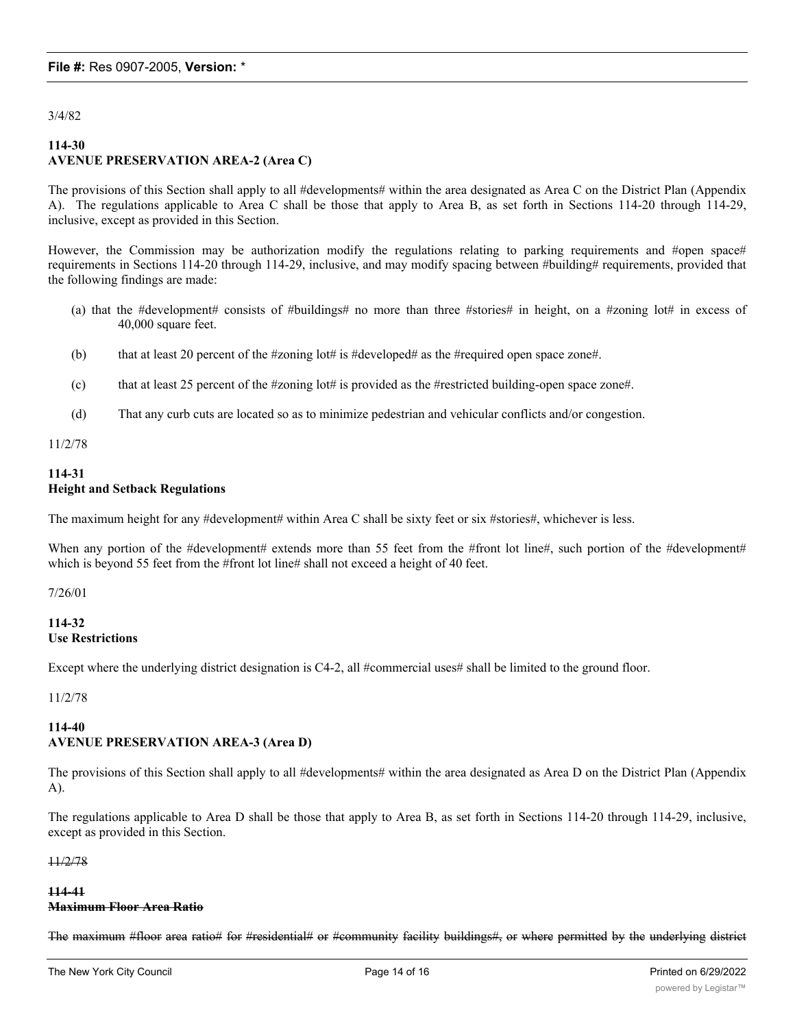3/4/82

**114-30**
**AVENUE PRESERVATION AREA-2 (Area C)**

The provisions of this Section shall apply to all #developments# within the area designated as Area C on the District Plan (Appendix A). The regulations applicable to Area C shall be those that apply to Area B, as set forth in Sections 114-20 through 114-29, inclusive, except as provided in this Section.

However, the Commission may be authorization modify the regulations relating to parking requirements and #open space# requirements in Sections 114-20 through 114-29, inclusive, and may modify spacing between #building# requirements, provided that the following findings are made:

(a) that the #development# consists of #buildings# no more than three #stories# in height, on a #zoning lot# in excess of 40,000 square feet.

(b) that at least 20 percent of the #zoning lot# is #developed# as the #required open space zone#.

(c) that at least 25 percent of the #zoning lot# is provided as the #restricted building-open space zone#.

(d) That any curb cuts are located so as to minimize pedestrian and vehicular conflicts and/or congestion.

11/2/78

**114-31**
**Height and Setback Regulations**

The maximum height for any #development# within Area C shall be sixty feet or six #stories#, whichever is less.

When any portion of the #development# extends more than 55 feet from the #front lot line#, such portion of the #development# which is beyond 55 feet from the #front lot line# shall not exceed a height of 40 feet.

7/26/01

**114-32**
**Use Restrictions**

Except where the underlying district designation is C4-2, all #commercial uses# shall be limited to the ground floor.

11/2/78

**114-40**
**AVENUE PRESERVATION AREA-3 (Area D)**

The provisions of this Section shall apply to all #developments# within the area designated as Area D on the District Plan (Appendix A).

The regulations applicable to Area D shall be those that apply to Area B, as set forth in Sections 114-20 through 114-29, inclusive, except as provided in this Section.

~~11/2/78~~

~~**114-41**~~
~~**Maximum Floor Area Ratio**~~

~~The maximum #floor area ratio# for #residential# or #community facility buildings#, or where permitted by the underlying district~~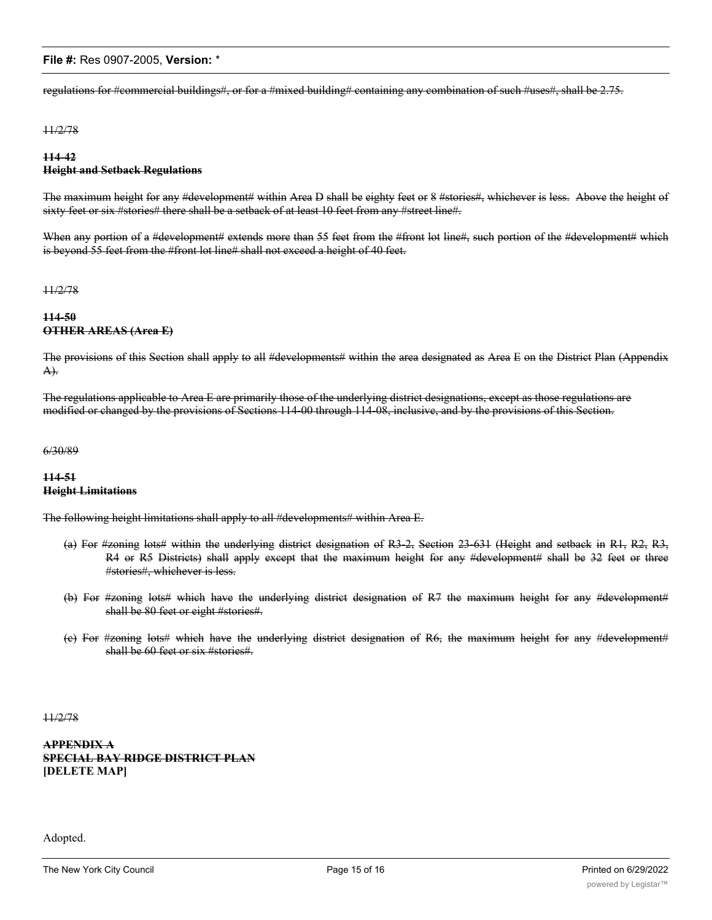~~regulations for #commercial buildings#, or for a #mixed building# containing any combination of such #uses#, shall be 2.75.~~

~~11/2/78~~

~~**114-42**~~
~~**Height and Setback Regulations**~~

~~The maximum height for any #development# within Area D shall be eighty feet or 8 #stories#, whichever is less. Above the height of sixty feet or six #stories# there shall be a setback of at least 10 feet from any #street line#.~~

~~When any portion of a #development# extends more than 55 feet from the #front lot line#, such portion of the #development# which is beyond 55 feet from the #front lot line# shall not exceed a height of 40 feet.~~

~~11/2/78~~

~~**114-50**~~
~~**OTHER AREAS (Area E)**~~

~~The provisions of this Section shall apply to all #developments# within the area designated as Area E on the District Plan (Appendix A).~~

~~The regulations applicable to Area E are primarily those of the underlying district designations, except as those regulations are modified or changed by the provisions of Sections 114-00 through 114-08, inclusive, and by the provisions of this Section.~~

~~6/30/89~~

~~**114-51**~~
~~**Height Limitations**~~

~~The following height limitations shall apply to all #developments# within Area E.~~

~~(a) For #zoning lots# within the underlying district designation of R3-2, Section 23-631 (Height and setback in R1, R2, R3, R4 or R5 Districts) shall apply except that the maximum height for any #development# shall be 32 feet or three #stories#, whichever is less.~~

~~(b) For #zoning lots# which have the underlying district designation of R7 the maximum height for any #development# shall be 80 feet or eight #stories#.~~

~~(c) For #zoning lots# which have the underlying district designation of R6, the maximum height for any #development# shall be 60 feet or six #stories#.~~

~~11/2/78~~

~~**APPENDIX A**~~
~~**SPECIAL BAY RIDGE DISTRICT PLAN**~~
~~**[DELETE MAP]**~~

Adopted.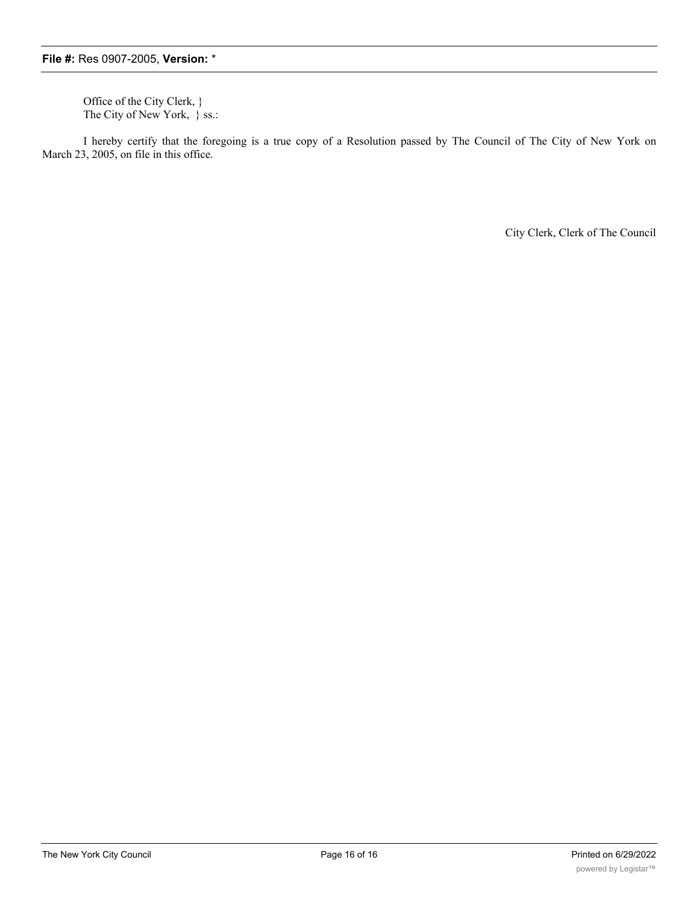Office of the City Clerk, }
The City of New York, } ss.:

I hereby certify that the foregoing is a true copy of a Resolution passed by The Council of The City of New York on March 23, 2005, on file in this office.

City Clerk, Clerk of The Council